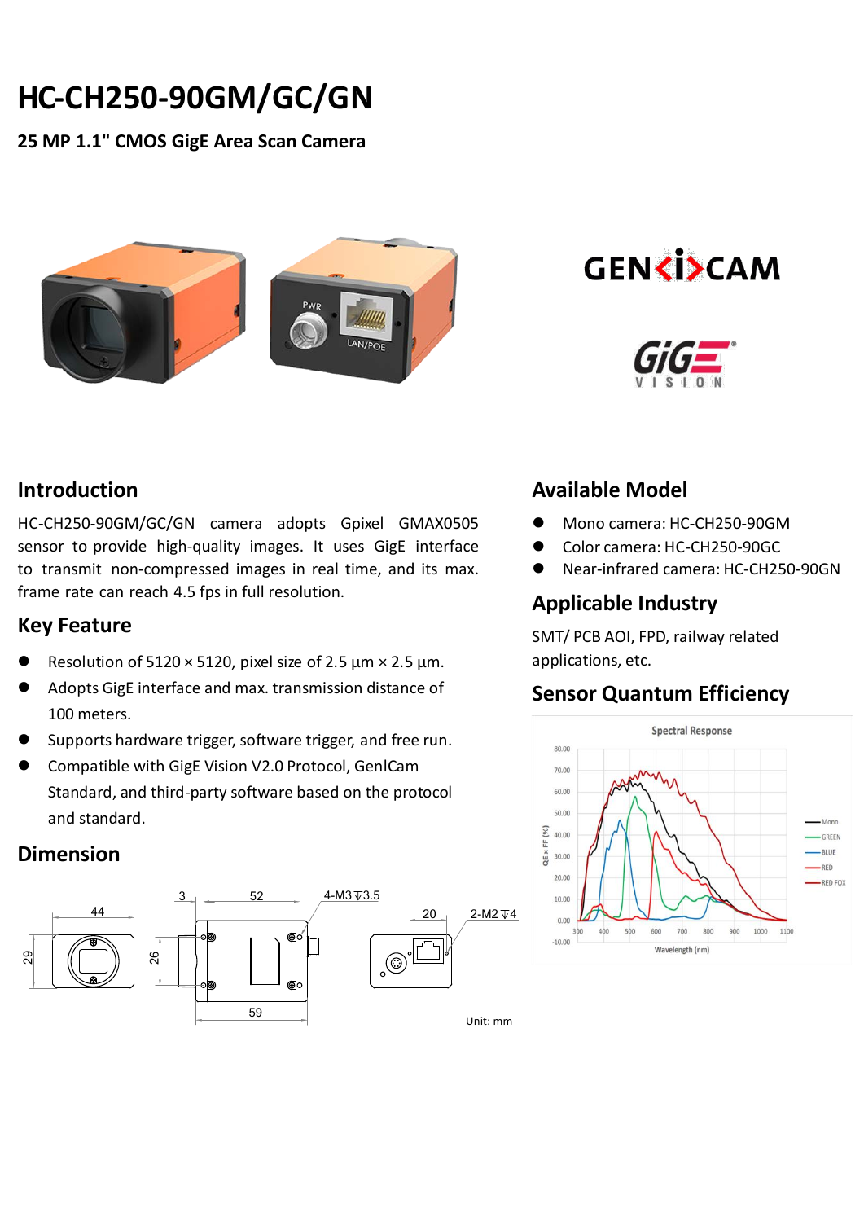# HC-CH250-90GM/GC/GN

**25 MP 1.1" CMOS GigE Area Scan Camera**

## Introduction

HC-CH250-90GM/GC/GN camera adopts Gpixel GMAX0505 sensor to provide high-quality images. It uses GigE interface to transmit non-compressed images in real time, and its max. frame rate can reach 4.5 fps in full resolution.

## Key Feature

- Resolution of 5120 × 5120, pixel size of 2.5 µm × 2.5 µm.
- Adopts GigE interface and max. transmission distance of 100 meters.
- Supports hardware trigger, software trigger, and free run.
- Compatible with GigE Vision V2.0 Protocol, GenICam Standard, and third-party software based on the protocol and standard.

## Dimension

Unit: mm

## Available Model

- Mono camera: HC-CH250-90GM
- Color camera: HC-CH250-90GC
- Near-infrared camera: HC-CH250-90GN

## Applicable Industry

SMT/ PCB AOI, FPD, railway related applications, etc.

## Sensor Quantum Efficiency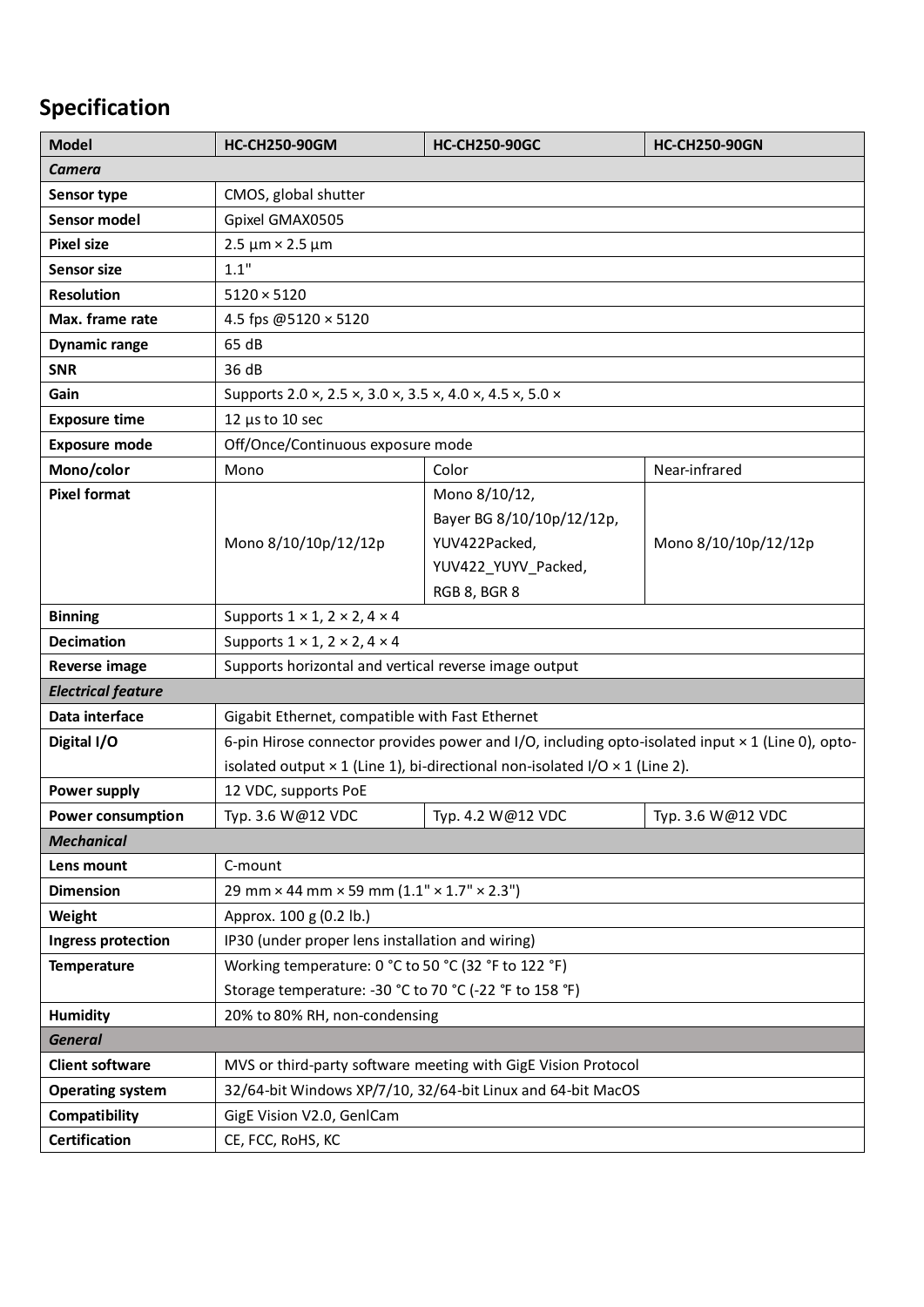## Specification

| Model | HC-CH250-90GM | HC-CH250-90GC | HC-CH250-90GN |
|---|---|---|---|
| ***Camera*** | | | |
| **Sensor type** | CMOS, global shutter | | |
| **Sensor model** | Gpixel GMAX0505 | | |
| **Pixel size** | 2.5 µm × 2.5 µm | | |
| **Sensor size** | 1.1" | | |
| **Resolution** | 5120 × 5120 | | |
| **Max. frame rate** | 4.5 fps @5120 × 5120 | | |
| **Dynamic range** | 65 dB | | |
| **SNR** | 36 dB | | |
| **Gain** | Supports 2.0 ×, 2.5 ×, 3.0 ×, 3.5 ×, 4.0 ×, 4.5 ×, 5.0 × | | |
| **Exposure time** | 12 µs to 10 sec | | |
| **Exposure mode** | Off/Once/Continuous exposure mode | | |
| **Mono/color** | Mono | Color | Near-infrared |
| **Pixel format** | Mono 8/10/10p/12/12p | Mono 8/10/12, Bayer BG 8/10/10p/12/12p, YUV422Packed, YUV422_YUYV_Packed, RGB 8, BGR 8 | Mono 8/10/10p/12/12p |
| **Binning** | Supports 1 × 1, 2 × 2, 4 × 4 | | |
| **Decimation** | Supports 1 × 1, 2 × 2, 4 × 4 | | |
| **Reverse image** | Supports horizontal and vertical reverse image output | | |
| ***Electrical feature*** | | | |
| **Data interface** | Gigabit Ethernet, compatible with Fast Ethernet | | |
| **Digital I/O** | 6-pin Hirose connector provides power and I/O, including opto-isolated input × 1 (Line 0), opto-isolated output × 1 (Line 1), bi-directional non-isolated I/O × 1 (Line 2). | | |
| **Power supply** | 12 VDC, supports PoE | | |
| **Power consumption** | Typ. 3.6 W@12 VDC | Typ. 4.2 W@12 VDC | Typ. 3.6 W@12 VDC |
| ***Mechanical*** | | | |
| **Lens mount** | C-mount | | |
| **Dimension** | 29 mm × 44 mm × 59 mm (1.1" × 1.7" × 2.3") | | |
| **Weight** | Approx. 100 g (0.2 lb.) | | |
| **Ingress protection** | IP30 (under proper lens installation and wiring) | | |
| **Temperature** | Working temperature: 0 °C to 50 °C (32 °F to 122 °F)<br>Storage temperature: -30 °C to 70 °C (-22 °F to 158 °F) | | |
| **Humidity** | 20% to 80% RH, non-condensing | | |
| ***General*** | | | |
| **Client software** | MVS or third-party software meeting with GigE Vision Protocol | | |
| **Operating system** | 32/64-bit Windows XP/7/10, 32/64-bit Linux and 64-bit MacOS | | |
| **Compatibility** | GigE Vision V2.0, GenICam | | |
| **Certification** | CE, FCC, RoHS, KC | | |